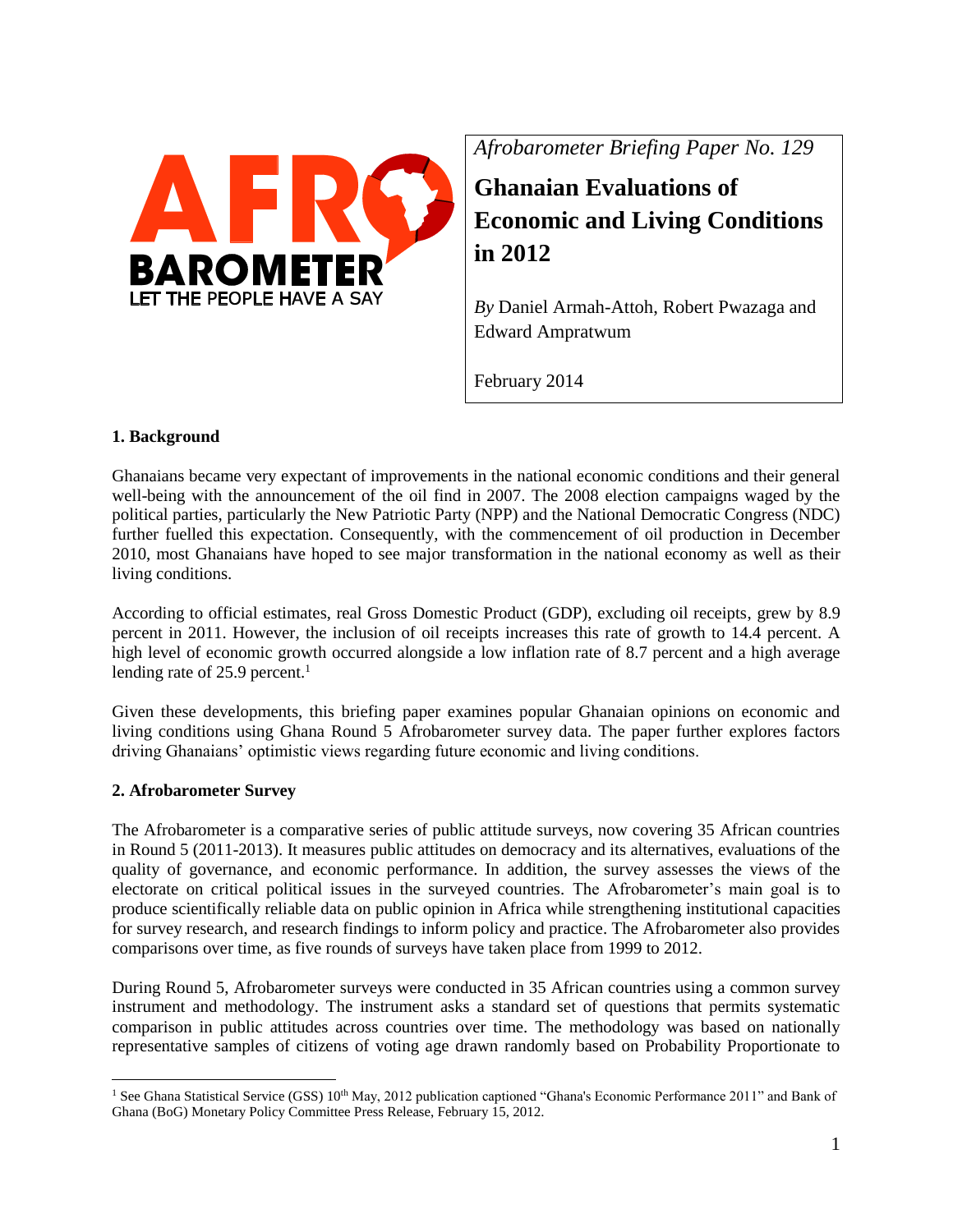*Afrobarometer Briefing Paper No. 129*

# Ghanaian Evaluations of Economic and Living Conditions in 2012

*By* Daniel Armah-Attoh, Robert Pwazaga and Edward Ampratwum

February 2014

## 1. Background

Ghanaians became very expectant of improvements in the national economic conditions and their general well-being with the announcement of the oil find in 2007. The 2008 election campaigns waged by the political parties, particularly the New Patriotic Party (NPP) and the National Democratic Congress (NDC) further fuelled this expectation. Consequently, with the commencement of oil production in December 2010, most Ghanaians have hoped to see major transformation in the national economy as well as their living conditions.

According to official estimates, real Gross Domestic Product (GDP), excluding oil receipts, grew by 8.9 percent in 2011. However, the inclusion of oil receipts increases this rate of growth to 14.4 percent. A high level of economic growth occurred alongside a low inflation rate of 8.7 percent and a high average lending rate of 25.9 percent.[1]

Given these developments, this briefing paper examines popular Ghanaian opinions on economic and living conditions using Ghana Round 5 Afrobarometer survey data. The paper further explores factors driving Ghanaians' optimistic views regarding future economic and living conditions.

## 2. Afrobarometer Survey

The Afrobarometer is a comparative series of public attitude surveys, now covering 35 African countries in Round 5 (2011-2013). It measures public attitudes on democracy and its alternatives, evaluations of the quality of governance, and economic performance. In addition, the survey assesses the views of the electorate on critical political issues in the surveyed countries. The Afrobarometer's main goal is to produce scientifically reliable data on public opinion in Africa while strengthening institutional capacities for survey research, and research findings to inform policy and practice. The Afrobarometer also provides comparisons over time, as five rounds of surveys have taken place from 1999 to 2012.

During Round 5, Afrobarometer surveys were conducted in 35 African countries using a common survey instrument and methodology. The instrument asks a standard set of questions that permits systematic comparison in public attitudes across countries over time. The methodology was based on nationally representative samples of citizens of voting age drawn randomly based on Probability Proportionate to

---

[1] See Ghana Statistical Service (GSS) 10th May, 2012 publication captioned "Ghana's Economic Performance 2011" and Bank of Ghana (BoG) Monetary Policy Committee Press Release, February 15, 2012.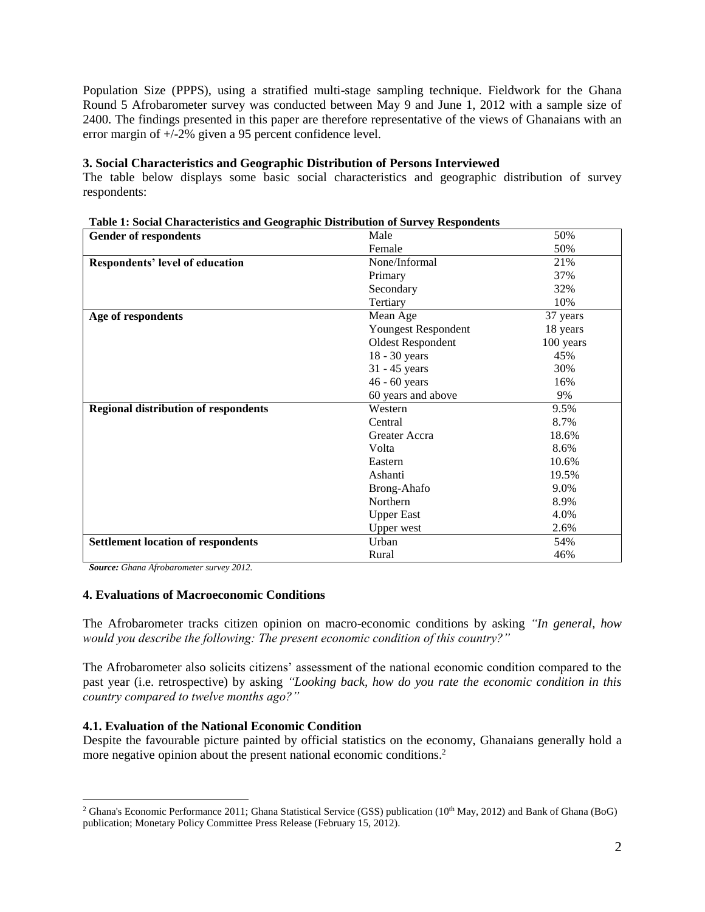Population Size (PPPS), using a stratified multi-stage sampling technique. Fieldwork for the Ghana Round 5 Afrobarometer survey was conducted between May 9 and June 1, 2012 with a sample size of 2400. The findings presented in this paper are therefore representative of the views of Ghanaians with an error margin of +/-2% given a 95 percent confidence level.

## 3. Social Characteristics and Geographic Distribution of Persons Interviewed

The table below displays some basic social characteristics and geographic distribution of survey respondents:

**Table 1: Social Characteristics and Geographic Distribution of Survey Respondents**

| | | |
|---|---|---|
| **Gender of respondents** | Male | 50% |
| | Female | 50% |
| **Respondents' level of education** | None/Informal | 21% |
| | Primary | 37% |
| | Secondary | 32% |
| | Tertiary | 10% |
| **Age of respondents** | Mean Age | 37 years |
| | Youngest Respondent | 18 years |
| | Oldest Respondent | 100 years |
| | 18 - 30 years | 45% |
| | 31 - 45 years | 30% |
| | 46 - 60 years | 16% |
| | 60 years and above | 9% |
| **Regional distribution of respondents** | Western | 9.5% |
| | Central | 8.7% |
| | Greater Accra | 18.6% |
| | Volta | 8.6% |
| | Eastern | 10.6% |
| | Ashanti | 19.5% |
| | Brong-Ahafo | 9.0% |
| | Northern | 8.9% |
| | Upper East | 4.0% |
| | Upper west | 2.6% |
| **Settlement location of respondents** | Urban | 54% |
| | Rural | 46% |

***Source:*** *Ghana Afrobarometer survey 2012.*

## 4. Evaluations of Macroeconomic Conditions

The Afrobarometer tracks citizen opinion on macro-economic conditions by asking *"In general, how would you describe the following: The present economic condition of this country?"*

The Afrobarometer also solicits citizens' assessment of the national economic condition compared to the past year (i.e. retrospective) by asking *"Looking back, how do you rate the economic condition in this country compared to twelve months ago?"*

### 4.1. Evaluation of the National Economic Condition

Despite the favourable picture painted by official statistics on the economy, Ghanaians generally hold a more negative opinion about the present national economic conditions.[2]

---

[2] Ghana's Economic Performance 2011; Ghana Statistical Service (GSS) publication (10th May, 2012) and Bank of Ghana (BoG) publication; Monetary Policy Committee Press Release (February 15, 2012).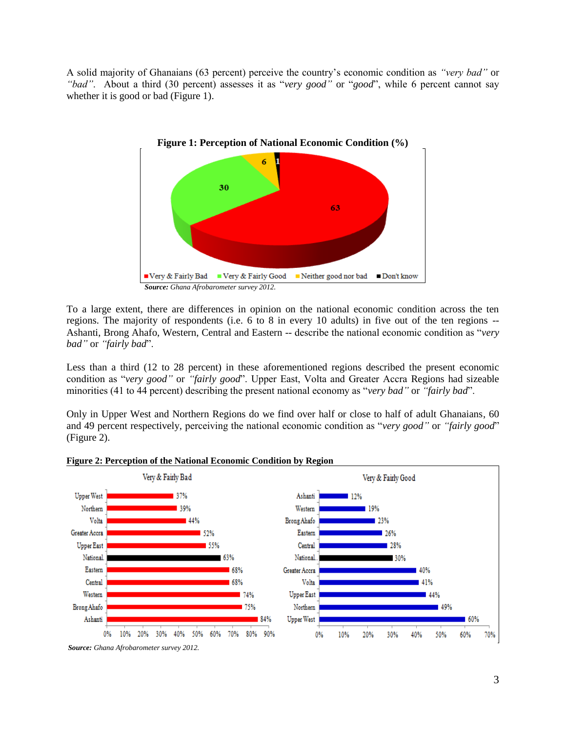A solid majority of Ghanaians (63 percent) perceive the country's economic condition as *"very bad"* or *"bad"*. About a third (30 percent) assesses it as "*very good"* or "*good*", while 6 percent cannot say whether it is good or bad (Figure 1).

**Figure 1: Perception of National Economic Condition (%)**

*Source:* *Ghana Afrobarometer survey 2012.*

To a large extent, there are differences in opinion on the national economic condition across the ten regions. The majority of respondents (i.e. 6 to 8 in every 10 adults) in five out of the ten regions -- Ashanti, Brong Ahafo, Western, Central and Eastern -- describe the national economic condition as "*very bad"* or *"fairly bad*".

Less than a third (12 to 28 percent) in these aforementioned regions described the present economic condition as "*very good"* or *"fairly good*". Upper East, Volta and Greater Accra Regions had sizeable minorities (41 to 44 percent) describing the present national economy as "*very bad"* or *"fairly bad*".

Only in Upper West and Northern Regions do we find over half or close to half of adult Ghanaians, 60 and 49 percent respectively, perceiving the national economic condition as "*very good"* or *"fairly good*" (Figure 2).

**Figure 2: Perception of the National Economic Condition by Region**

*Source:* *Ghana Afrobarometer survey 2012.*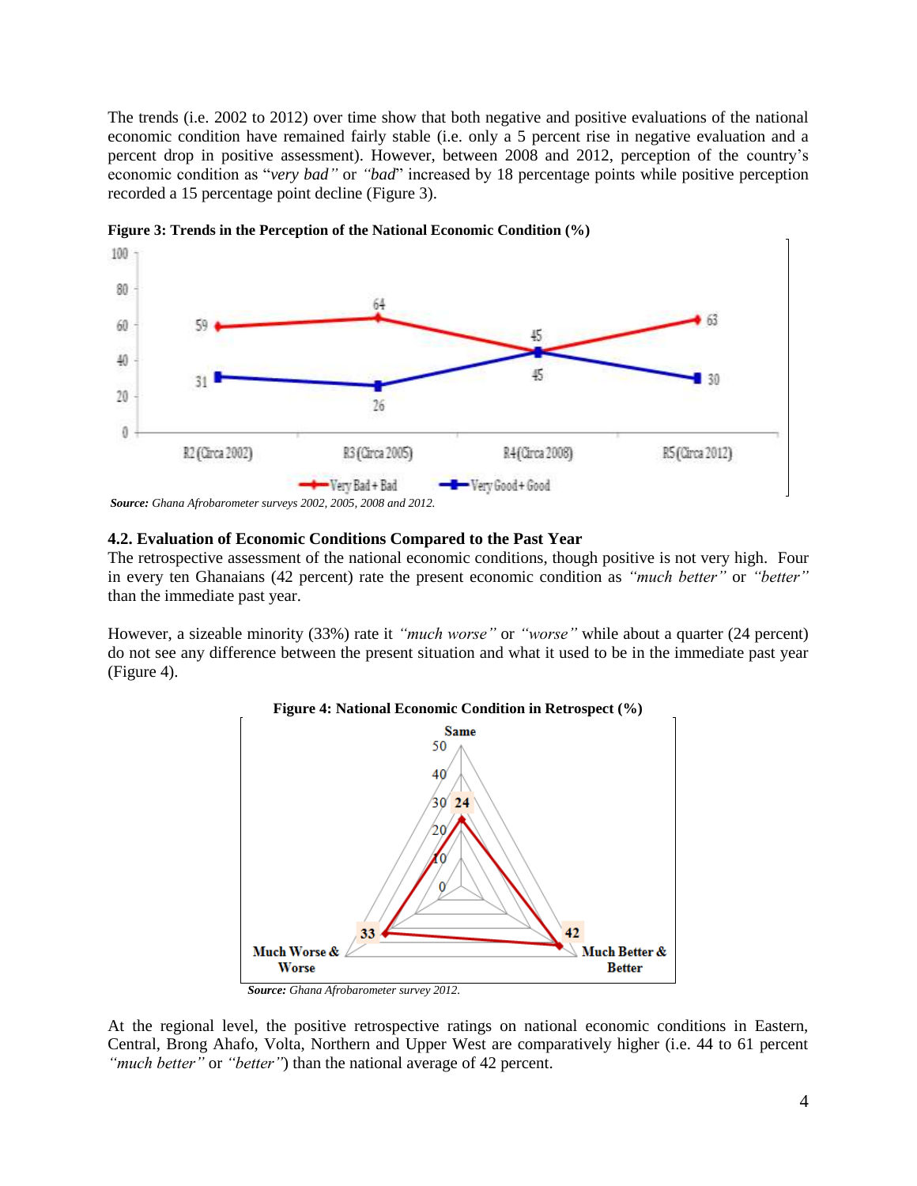The trends (i.e. 2002 to 2012) over time show that both negative and positive evaluations of the national economic condition have remained fairly stable (i.e. only a 5 percent rise in negative evaluation and a percent drop in positive assessment). However, between 2008 and 2012, perception of the country's economic condition as "*very bad"* or *"bad*" increased by 18 percentage points while positive perception recorded a 15 percentage point decline (Figure 3).

**Figure 3: Trends in the Perception of the National Economic Condition (%)**

*Source: Ghana Afrobarometer surveys 2002, 2005, 2008 and 2012.*

### 4.2. Evaluation of Economic Conditions Compared to the Past Year

The retrospective assessment of the national economic conditions, though positive is not very high. Four in every ten Ghanaians (42 percent) rate the present economic condition as *"much better"* or *"better"* than the immediate past year.

However, a sizeable minority (33%) rate it *"much worse"* or *"worse"* while about a quarter (24 percent) do not see any difference between the present situation and what it used to be in the immediate past year (Figure 4).

**Figure 4: National Economic Condition in Retrospect (%)**

*Source: Ghana Afrobarometer survey 2012.*

At the regional level, the positive retrospective ratings on national economic conditions in Eastern, Central, Brong Ahafo, Volta, Northern and Upper West are comparatively higher (i.e. 44 to 61 percent *"much better"* or *"better"*) than the national average of 42 percent.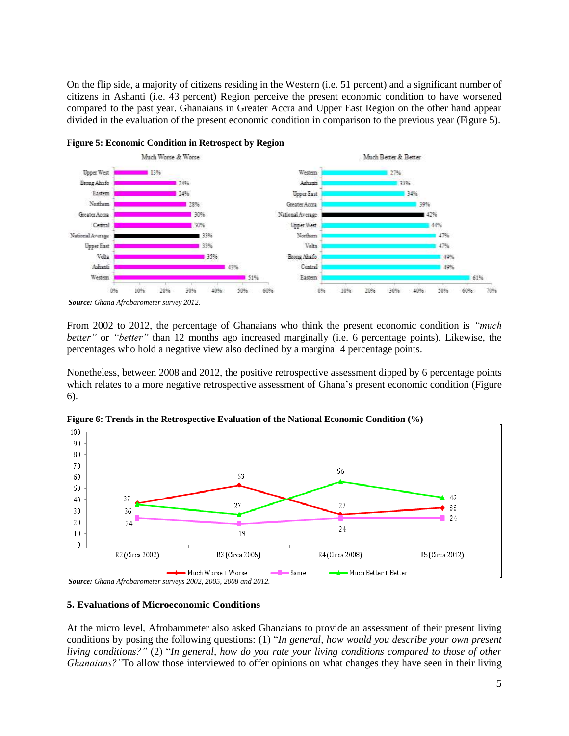On the flip side, a majority of citizens residing in the Western (i.e. 51 percent) and a significant number of citizens in Ashanti (i.e. 43 percent) Region perceive the present economic condition to have worsened compared to the past year. Ghanaians in Greater Accra and Upper East Region on the other hand appear divided in the evaluation of the present economic condition in comparison to the previous year (Figure 5).

**Figure 5: Economic Condition in Retrospect by Region**

***Source:*** *Ghana Afrobarometer survey 2012.*

From 2002 to 2012, the percentage of Ghanaians who think the present economic condition is *"much better"* or *"better"* than 12 months ago increased marginally (i.e. 6 percentage points). Likewise, the percentages who hold a negative view also declined by a marginal 4 percentage points.

Nonetheless, between 2008 and 2012, the positive retrospective assessment dipped by 6 percentage points which relates to a more negative retrospective assessment of Ghana's present economic condition (Figure 6).

**Figure 6: Trends in the Retrospective Evaluation of the National Economic Condition (%)**

***Source:*** *Ghana Afrobarometer surveys 2002, 2005, 2008 and 2012.*

### 5. Evaluations of Microeconomic Conditions

At the micro level, Afrobarometer also asked Ghanaians to provide an assessment of their present living conditions by posing the following questions: (1) "*In general, how would you describe your own present living conditions?"* (2) "*In general, how do you rate your living conditions compared to those of other Ghanaians?"*To allow those interviewed to offer opinions on what changes they have seen in their living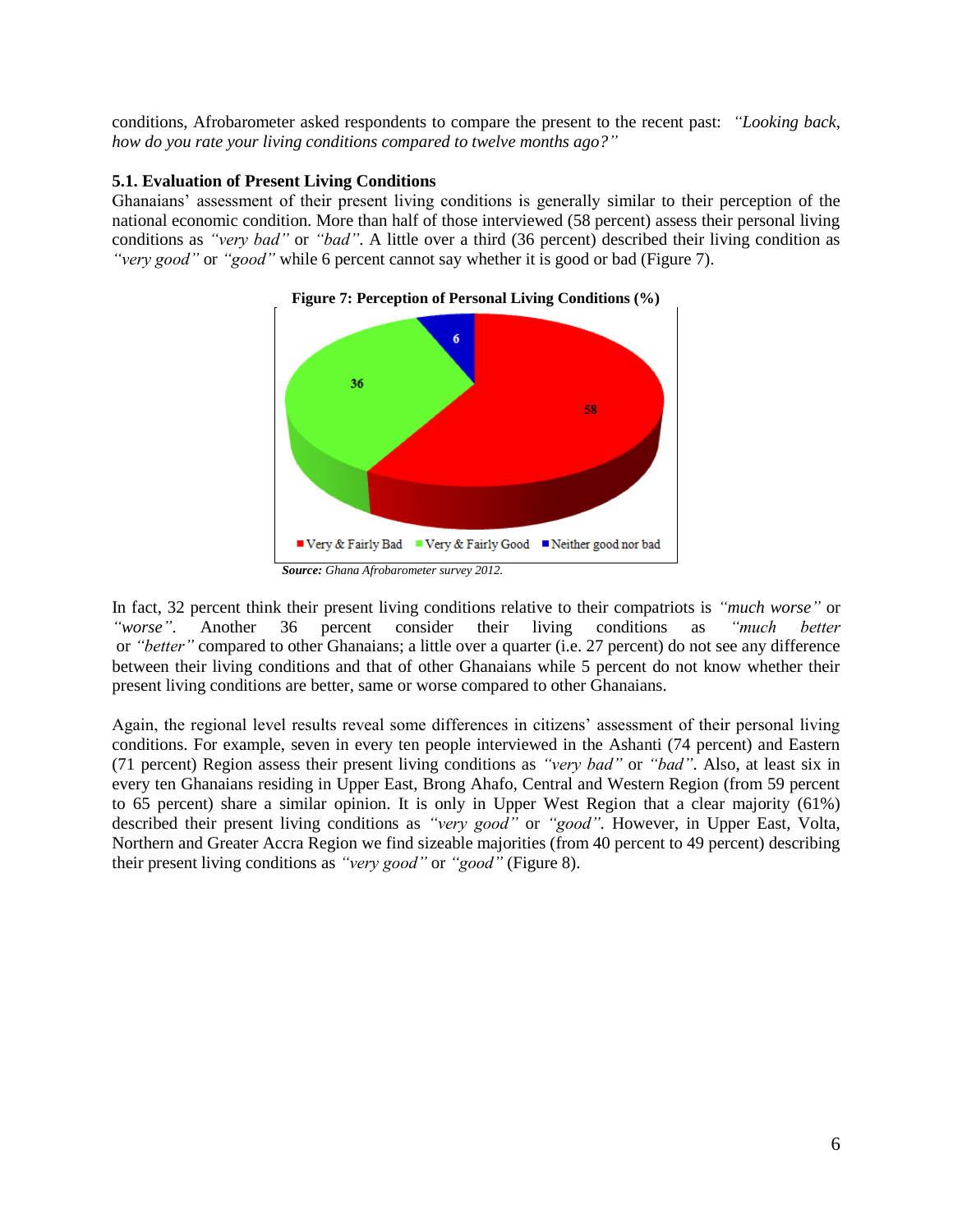conditions, Afrobarometer asked respondents to compare the present to the recent past: *"Looking back, how do you rate your living conditions compared to twelve months ago?"*

### 5.1. Evaluation of Present Living Conditions

Ghanaians' assessment of their present living conditions is generally similar to their perception of the national economic condition. More than half of those interviewed (58 percent) assess their personal living conditions as *"very bad"* or *"bad"*. A little over a third (36 percent) described their living condition as *"very good"* or *"good"* while 6 percent cannot say whether it is good or bad (Figure 7).

**Figure 7: Perception of Personal Living Conditions (%)**

*Source: Ghana Afrobarometer survey 2012.*

In fact, 32 percent think their present living conditions relative to their compatriots is *"much worse"* or *"worse"*. Another 36 percent consider their living conditions as *"much better* or *"better"* compared to other Ghanaians; a little over a quarter (i.e. 27 percent) do not see any difference between their living conditions and that of other Ghanaians while 5 percent do not know whether their present living conditions are better, same or worse compared to other Ghanaians.

Again, the regional level results reveal some differences in citizens' assessment of their personal living conditions. For example, seven in every ten people interviewed in the Ashanti (74 percent) and Eastern (71 percent) Region assess their present living conditions as *"very bad"* or *"bad"*. Also, at least six in every ten Ghanaians residing in Upper East, Brong Ahafo, Central and Western Region (from 59 percent to 65 percent) share a similar opinion. It is only in Upper West Region that a clear majority (61%) described their present living conditions as *"very good"* or *"good"*. However, in Upper East, Volta, Northern and Greater Accra Region we find sizeable majorities (from 40 percent to 49 percent) describing their present living conditions as *"very good"* or *"good"* (Figure 8).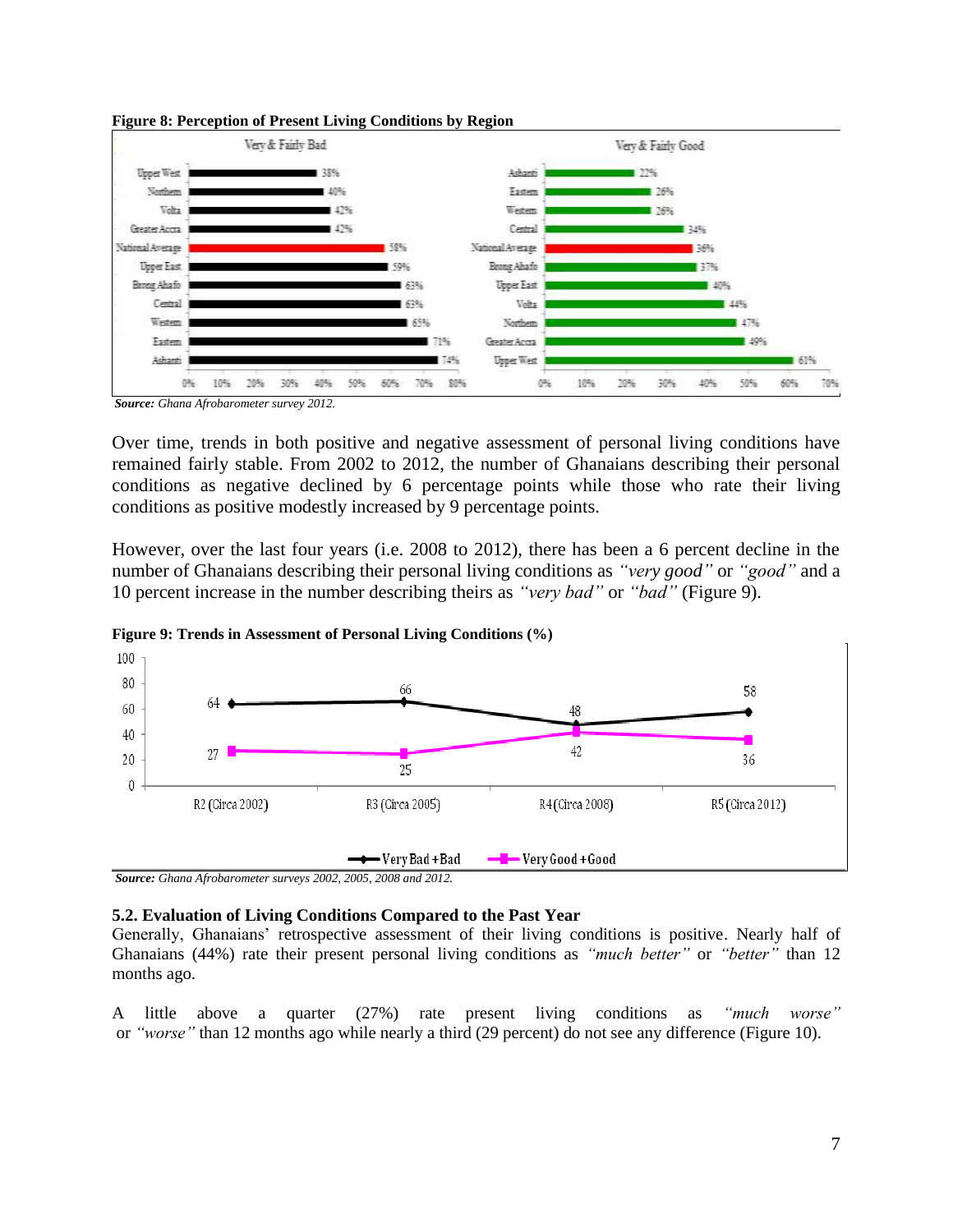**Figure 8: Perception of Present Living Conditions by Region**

| Very & Fairly Bad | | Very & Fairly Good | |
|---|---|---|---|
| Upper West | 38% | Ashanti | 22% |
| Northern | 40% | Eastern | 26% |
| Volta | 42% | Western | 26% |
| Greater Accra | 42% | Central | 34% |
| National Average | 58% | National Average | 36% |
| Upper East | 59% | Brong Ahafo | 37% |
| Brong Ahafo | 63% | Upper East | 40% |
| Central | 63% | Volta | 44% |
| Western | 65% | Northern | 47% |
| Eastern | 71% | Greater Accra | 49% |
| Ashanti | 74% | Upper West | 61% |

*Source: Ghana Afrobarometer survey 2012.*

Over time, trends in both positive and negative assessment of personal living conditions have remained fairly stable. From 2002 to 2012, the number of Ghanaians describing their personal conditions as negative declined by 6 percentage points while those who rate their living conditions as positive modestly increased by 9 percentage points.

However, over the last four years (i.e. 2008 to 2012), there has been a 6 percent decline in the number of Ghanaians describing their personal living conditions as *"very good"* or *"good"* and a 10 percent increase in the number describing theirs as *"very bad"* or *"bad"* (Figure 9).

**Figure 9: Trends in Assessment of Personal Living Conditions (%)**

| | R2 (Circa 2002) | R3 (Circa 2005) | R4 (Circa 2008) | R5 (Circa 2012) |
|---|---|---|---|---|
| Very Bad + Bad | 64 | 66 | 48 | 58 |
| Very Good + Good | 27 | 25 | 42 | 36 |

*Source: Ghana Afrobarometer surveys 2002, 2005, 2008 and 2012.*

### 5.2. Evaluation of Living Conditions Compared to the Past Year

Generally, Ghanaians' retrospective assessment of their living conditions is positive. Nearly half of Ghanaians (44%) rate their present personal living conditions as *"much better"* or *"better"* than 12 months ago.

A little above a quarter (27%) rate present living conditions as *"much worse"* or *"worse"* than 12 months ago while nearly a third (29 percent) do not see any difference (Figure 10).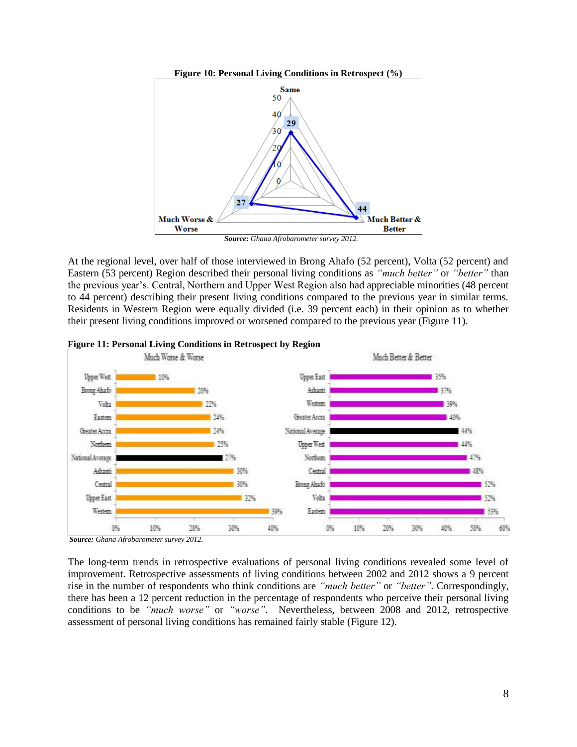**Figure 10: Personal Living Conditions in Retrospect (%)**

*Source: Ghana Afrobarometer survey 2012.*

At the regional level, over half of those interviewed in Brong Ahafo (52 percent), Volta (52 percent) and Eastern (53 percent) Region described their personal living conditions as *"much better"* or *"better"* than the previous year's. Central, Northern and Upper West Region also had appreciable minorities (48 percent to 44 percent) describing their present living conditions compared to the previous year in similar terms. Residents in Western Region were equally divided (i.e. 39 percent each) in their opinion as to whether their present living conditions improved or worsened compared to the previous year (Figure 11).

**Figure 11: Personal Living Conditions in Retrospect by Region**

*Source: Ghana Afrobarometer survey 2012.*

The long-term trends in retrospective evaluations of personal living conditions revealed some level of improvement. Retrospective assessments of living conditions between 2002 and 2012 shows a 9 percent rise in the number of respondents who think conditions are *"much better"* or *"better"*. Correspondingly, there has been a 12 percent reduction in the percentage of respondents who perceive their personal living conditions to be *"much worse"* or *"worse"*. Nevertheless, between 2008 and 2012, retrospective assessment of personal living conditions has remained fairly stable (Figure 12).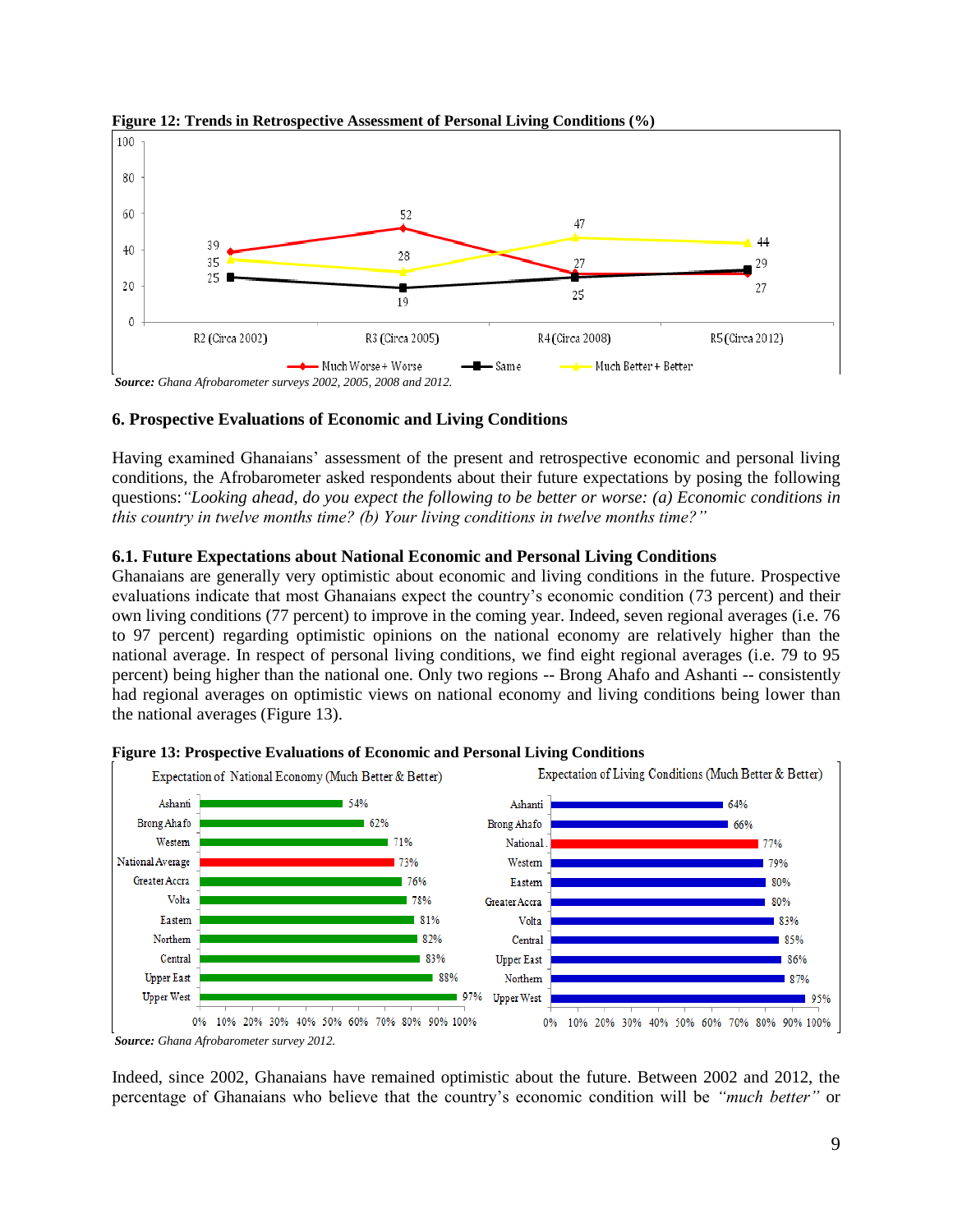**Figure 12: Trends in Retrospective Assessment of Personal Living Conditions (%)**

| | R2 (Circa 2002) | R3 (Circa 2005) | R4 (Circa 2008) | R5 (Circa 2012) |
|---|---|---|---|---|
| Much Worse + Worse | 39 | 52 | 27 | 27 |
| Same | 25 | 19 | 25 | 29 |
| Much Better + Better | 35 | 28 | 47 | 44 |

*Source: Ghana Afrobarometer surveys 2002, 2005, 2008 and 2012.*

## 6. Prospective Evaluations of Economic and Living Conditions

Having examined Ghanaians' assessment of the present and retrospective economic and personal living conditions, the Afrobarometer asked respondents about their future expectations by posing the following questions: *"Looking ahead, do you expect the following to be better or worse: (a) Economic conditions in this country in twelve months time? (b) Your living conditions in twelve months time?"*

### 6.1. Future Expectations about National Economic and Personal Living Conditions

Ghanaians are generally very optimistic about economic and living conditions in the future. Prospective evaluations indicate that most Ghanaians expect the country's economic condition (73 percent) and their own living conditions (77 percent) to improve in the coming year. Indeed, seven regional averages (i.e. 76 to 97 percent) regarding optimistic opinions on the national economy are relatively higher than the national average. In respect of personal living conditions, we find eight regional averages (i.e. 79 to 95 percent) being higher than the national one. Only two regions -- Brong Ahafo and Ashanti -- consistently had regional averages on optimistic views on national economy and living conditions being lower than the national averages (Figure 13).

**Figure 13: Prospective Evaluations of Economic and Personal Living Conditions**

Expectation of National Economy (Much Better & Better)

| Region | % |
|---|---|
| Ashanti | 54% |
| Brong Ahafo | 62% |
| Western | 71% |
| National Average | 73% |
| Greater Accra | 76% |
| Volta | 78% |
| Eastern | 81% |
| Northern | 82% |
| Central | 83% |
| Upper East | 88% |
| Upper West | 97% |

Expectation of Living Conditions (Much Better & Better)

| Region | % |
|---|---|
| Ashanti | 64% |
| Brong Ahafo | 66% |
| National | 77% |
| Western | 79% |
| Eastern | 80% |
| Greater Accra | 80% |
| Volta | 83% |
| Central | 85% |
| Upper East | 86% |
| Northern | 87% |
| Upper West | 95% |

*Source: Ghana Afrobarometer survey 2012.*

Indeed, since 2002, Ghanaians have remained optimistic about the future. Between 2002 and 2012, the percentage of Ghanaians who believe that the country's economic condition will be *"much better"* or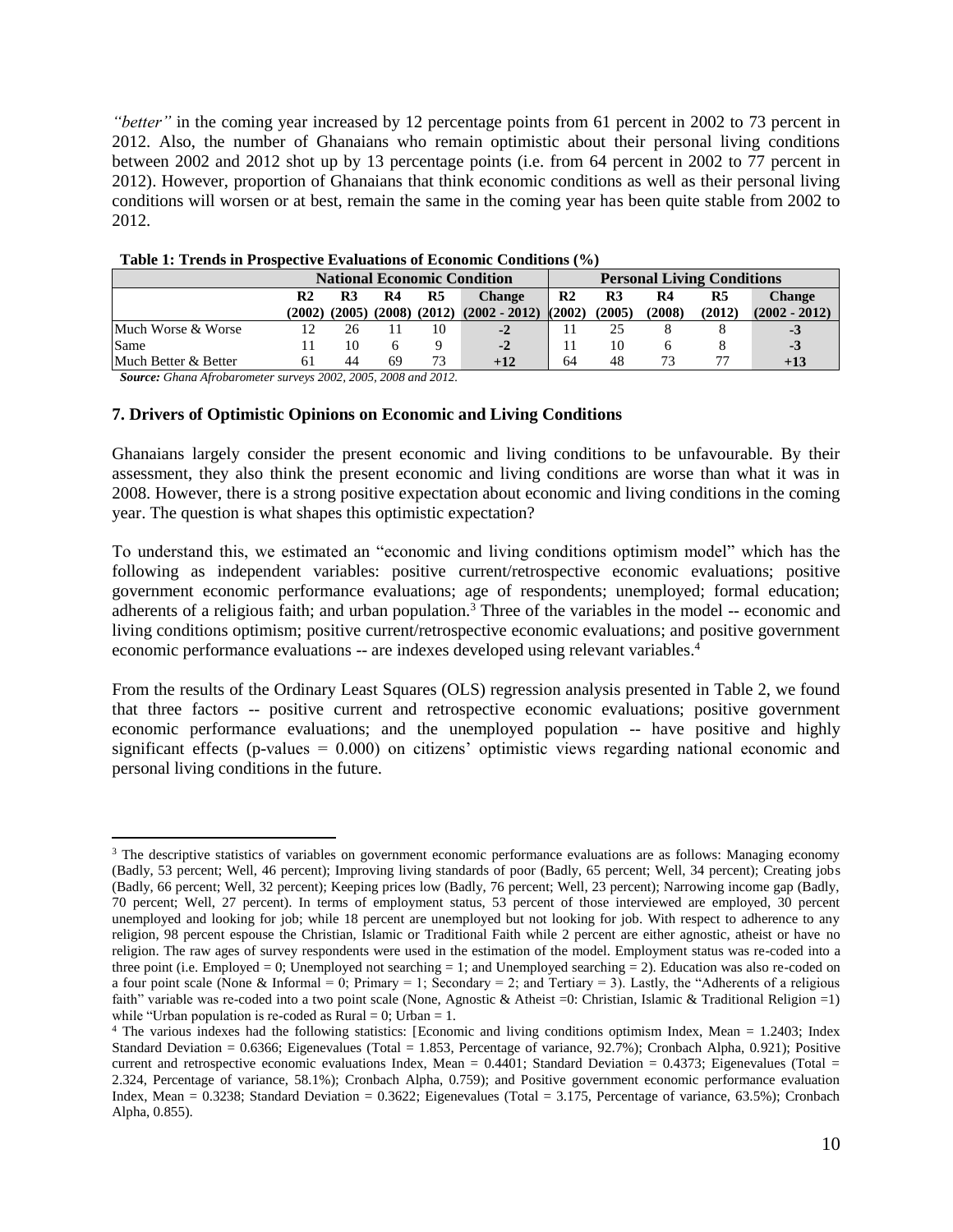*"better"* in the coming year increased by 12 percentage points from 61 percent in 2002 to 73 percent in 2012. Also, the number of Ghanaians who remain optimistic about their personal living conditions between 2002 and 2012 shot up by 13 percentage points (i.e. from 64 percent in 2002 to 77 percent in 2012). However, proportion of Ghanaians that think economic conditions as well as their personal living conditions will worsen or at best, remain the same in the coming year has been quite stable from 2002 to 2012.

**Table 1: Trends in Prospective Evaluations of Economic Conditions (%)**

| | National Economic Condition | | | | | Personal Living Conditions | | | | |
|---|---|---|---|---|---|---|---|---|---|---|
| | R2 (2002) | R3 (2005) | R4 (2008) | R5 (2012) | Change (2002 - 2012) | R2 (2002) | R3 (2005) | R4 (2008) | R5 (2012) | Change (2002 - 2012) |
| Much Worse & Worse | 12 | 26 | 11 | 10 | **-2** | 11 | 25 | 8 | 8 | **-3** |
| Same | 11 | 10 | 6 | 9 | **-2** | 11 | 10 | 6 | 8 | **-3** |
| Much Better & Better | 61 | 44 | 69 | 73 | **+12** | 64 | 48 | 73 | 77 | **+13** |

***Source:*** *Ghana Afrobarometer surveys 2002, 2005, 2008 and 2012.*

### 7. Drivers of Optimistic Opinions on Economic and Living Conditions

Ghanaians largely consider the present economic and living conditions to be unfavourable. By their assessment, they also think the present economic and living conditions are worse than what it was in 2008. However, there is a strong positive expectation about economic and living conditions in the coming year. The question is what shapes this optimistic expectation?

To understand this, we estimated an "economic and living conditions optimism model" which has the following as independent variables: positive current/retrospective economic evaluations; positive government economic performance evaluations; age of respondents; unemployed; formal education; adherents of a religious faith; and urban population.[3] Three of the variables in the model -- economic and living conditions optimism; positive current/retrospective economic evaluations; and positive government economic performance evaluations -- are indexes developed using relevant variables.[4]

From the results of the Ordinary Least Squares (OLS) regression analysis presented in Table 2, we found that three factors -- positive current and retrospective economic evaluations; positive government economic performance evaluations; and the unemployed population -- have positive and highly significant effects (p-values = 0.000) on citizens' optimistic views regarding national economic and personal living conditions in the future.

---

[3] The descriptive statistics of variables on government economic performance evaluations are as follows: Managing economy (Badly, 53 percent; Well, 46 percent); Improving living standards of poor (Badly, 65 percent; Well, 34 percent); Creating jobs (Badly, 66 percent; Well, 32 percent); Keeping prices low (Badly, 76 percent; Well, 23 percent); Narrowing income gap (Badly, 70 percent; Well, 27 percent). In terms of employment status, 53 percent of those interviewed are employed, 30 percent unemployed and looking for job; while 18 percent are unemployed but not looking for job. With respect to adherence to any religion, 98 percent espouse the Christian, Islamic or Traditional Faith while 2 percent are either agnostic, atheist or have no religion. The raw ages of survey respondents were used in the estimation of the model. Employment status was re-coded into a three point (i.e. Employed = 0; Unemployed not searching = 1; and Unemployed searching = 2). Education was also re-coded on a four point scale (None & Informal = 0; Primary = 1; Secondary = 2; and Tertiary = 3). Lastly, the "Adherents of a religious faith" variable was re-coded into a two point scale (None, Agnostic & Atheist =0: Christian, Islamic & Traditional Religion =1) while "Urban population is re-coded as Rural = 0; Urban = 1.

[4] The various indexes had the following statistics: [Economic and living conditions optimism Index, Mean = 1.2403; Index Standard Deviation = 0.6366; Eigenevalues (Total = 1.853, Percentage of variance, 92.7%); Cronbach Alpha, 0.921); Positive current and retrospective economic evaluations Index, Mean = 0.4401; Standard Deviation = 0.4373; Eigenevalues (Total = 2.324, Percentage of variance, 58.1%); Cronbach Alpha, 0.759); and Positive government economic performance evaluation Index, Mean = 0.3238; Standard Deviation = 0.3622; Eigenevalues (Total = 3.175, Percentage of variance, 63.5%); Cronbach Alpha, 0.855).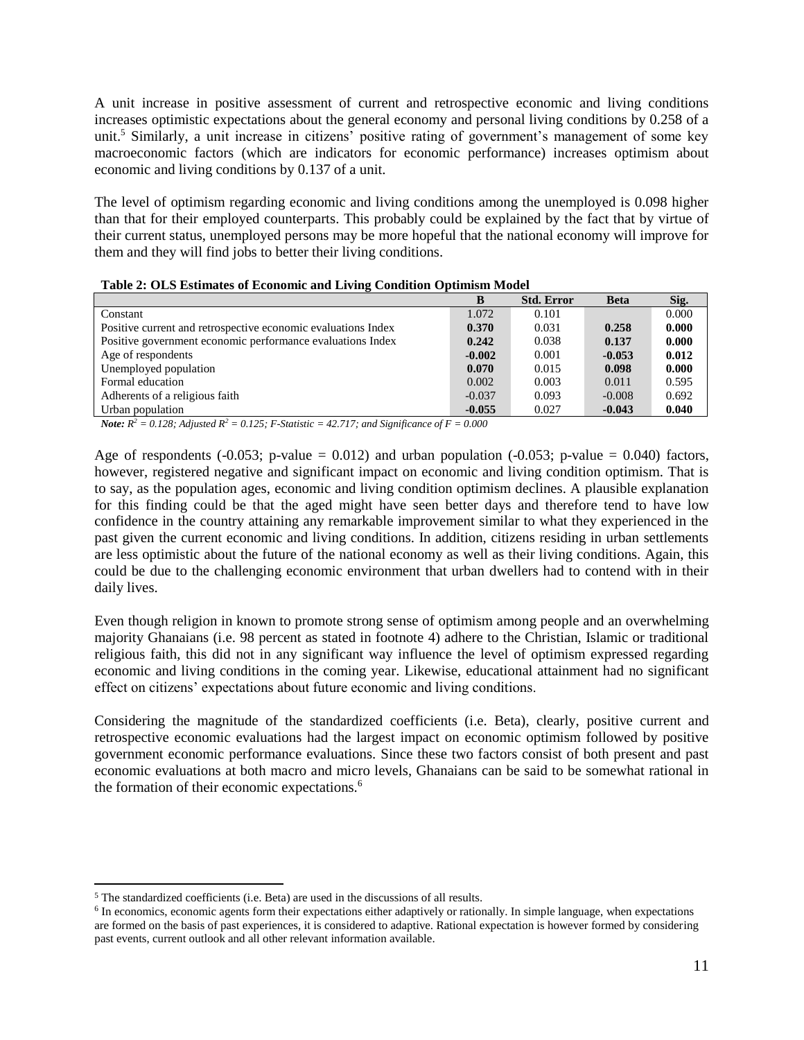A unit increase in positive assessment of current and retrospective economic and living conditions increases optimistic expectations about the general economy and personal living conditions by 0.258 of a unit.[5] Similarly, a unit increase in citizens' positive rating of government's management of some key macroeconomic factors (which are indicators for economic performance) increases optimism about economic and living conditions by 0.137 of a unit.

The level of optimism regarding economic and living conditions among the unemployed is 0.098 higher than that for their employed counterparts. This probably could be explained by the fact that by virtue of their current status, unemployed persons may be more hopeful that the national economy will improve for them and they will find jobs to better their living conditions.

**Table 2: OLS Estimates of Economic and Living Condition Optimism Model**

| | B | Std. Error | Beta | Sig. |
|---|---|---|---|---|
| Constant | 1.072 | 0.101 | | 0.000 |
| Positive current and retrospective economic evaluations Index | **0.370** | 0.031 | **0.258** | **0.000** |
| Positive government economic performance evaluations Index | **0.242** | 0.038 | **0.137** | **0.000** |
| Age of respondents | **-0.002** | 0.001 | **-0.053** | **0.012** |
| Unemployed population | **0.070** | 0.015 | **0.098** | **0.000** |
| Formal education | 0.002 | 0.003 | 0.011 | 0.595 |
| Adherents of a religious faith | -0.037 | 0.093 | -0.008 | 0.692 |
| Urban population | **-0.055** | 0.027 | **-0.043** | **0.040** |

***Note:*** *$R^2 = 0.128$; Adjusted $R^2 = 0.125$; F-Statistic = 42.717; and Significance of F = 0.000*

Age of respondents (-0.053; p-value = 0.012) and urban population (-0.053; p-value = 0.040) factors, however, registered negative and significant impact on economic and living condition optimism. That is to say, as the population ages, economic and living condition optimism declines. A plausible explanation for this finding could be that the aged might have seen better days and therefore tend to have low confidence in the country attaining any remarkable improvement similar to what they experienced in the past given the current economic and living conditions. In addition, citizens residing in urban settlements are less optimistic about the future of the national economy as well as their living conditions. Again, this could be due to the challenging economic environment that urban dwellers had to contend with in their daily lives.

Even though religion in known to promote strong sense of optimism among people and an overwhelming majority Ghanaians (i.e. 98 percent as stated in footnote 4) adhere to the Christian, Islamic or traditional religious faith, this did not in any significant way influence the level of optimism expressed regarding economic and living conditions in the coming year. Likewise, educational attainment had no significant effect on citizens' expectations about future economic and living conditions.

Considering the magnitude of the standardized coefficients (i.e. Beta), clearly, positive current and retrospective economic evaluations had the largest impact on economic optimism followed by positive government economic performance evaluations. Since these two factors consist of both present and past economic evaluations at both macro and micro levels, Ghanaians can be said to be somewhat rational in the formation of their economic expectations.[6]

---

[5] The standardized coefficients (i.e. Beta) are used in the discussions of all results.

[6] In economics, economic agents form their expectations either adaptively or rationally. In simple language, when expectations are formed on the basis of past experiences, it is considered to adaptive. Rational expectation is however formed by considering past events, current outlook and all other relevant information available.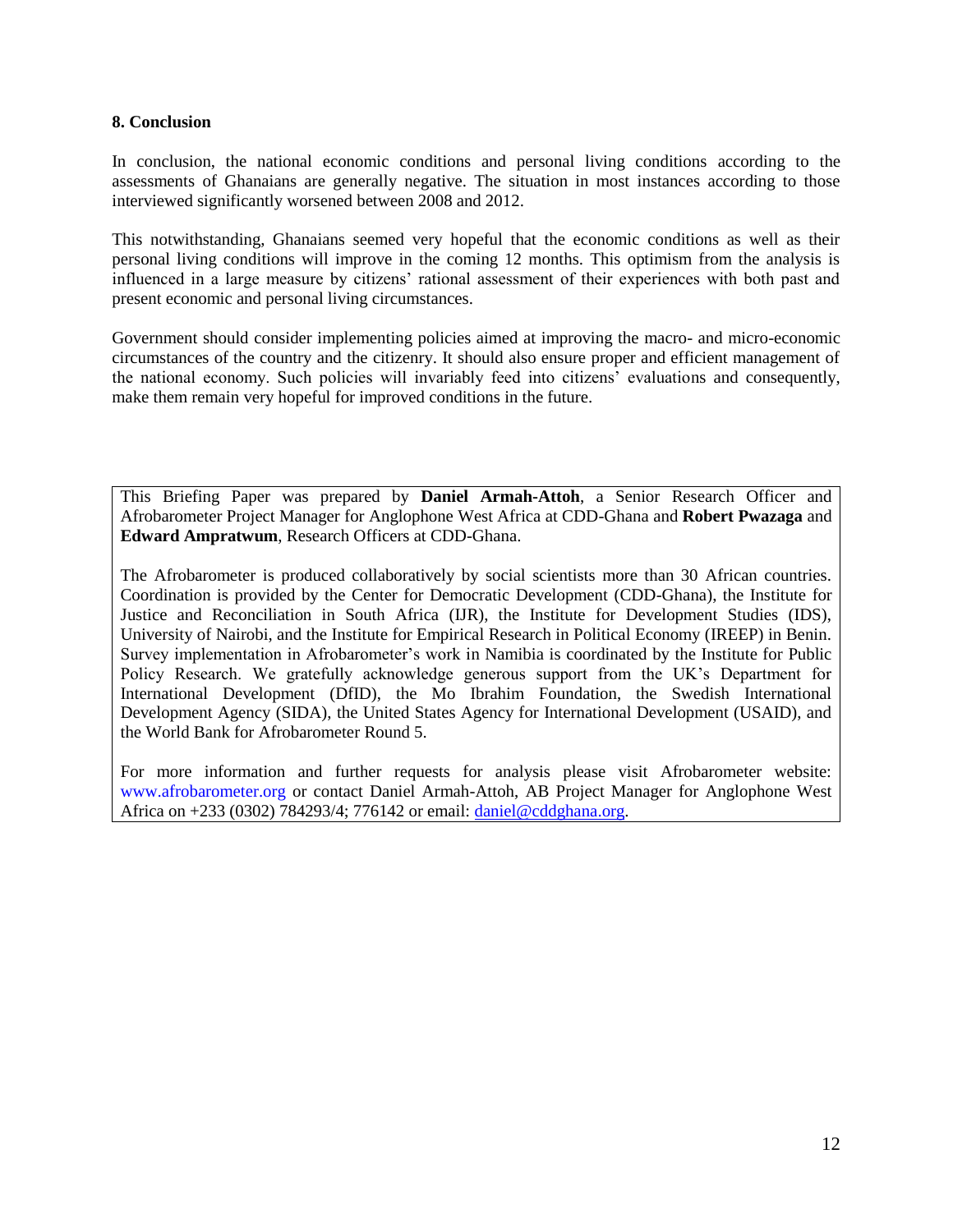## 8. Conclusion

In conclusion, the national economic conditions and personal living conditions according to the assessments of Ghanaians are generally negative. The situation in most instances according to those interviewed significantly worsened between 2008 and 2012.

This notwithstanding, Ghanaians seemed very hopeful that the economic conditions as well as their personal living conditions will improve in the coming 12 months. This optimism from the analysis is influenced in a large measure by citizens' rational assessment of their experiences with both past and present economic and personal living circumstances.

Government should consider implementing policies aimed at improving the macro- and micro-economic circumstances of the country and the citizenry. It should also ensure proper and efficient management of the national economy. Such policies will invariably feed into citizens' evaluations and consequently, make them remain very hopeful for improved conditions in the future.

This Briefing Paper was prepared by **Daniel Armah-Attoh**, a Senior Research Officer and Afrobarometer Project Manager for Anglophone West Africa at CDD-Ghana and **Robert Pwazaga** and **Edward Ampratwum**, Research Officers at CDD-Ghana.

The Afrobarometer is produced collaboratively by social scientists more than 30 African countries. Coordination is provided by the Center for Democratic Development (CDD-Ghana), the Institute for Justice and Reconciliation in South Africa (IJR), the Institute for Development Studies (IDS), University of Nairobi, and the Institute for Empirical Research in Political Economy (IREEP) in Benin. Survey implementation in Afrobarometer's work in Namibia is coordinated by the Institute for Public Policy Research. We gratefully acknowledge generous support from the UK's Department for International Development (DfID), the Mo Ibrahim Foundation, the Swedish International Development Agency (SIDA), the United States Agency for International Development (USAID), and the World Bank for Afrobarometer Round 5.

For more information and further requests for analysis please visit Afrobarometer website: www.afrobarometer.org or contact Daniel Armah-Attoh, AB Project Manager for Anglophone West Africa on +233 (0302) 784293/4; 776142 or email: daniel@cddghana.org.